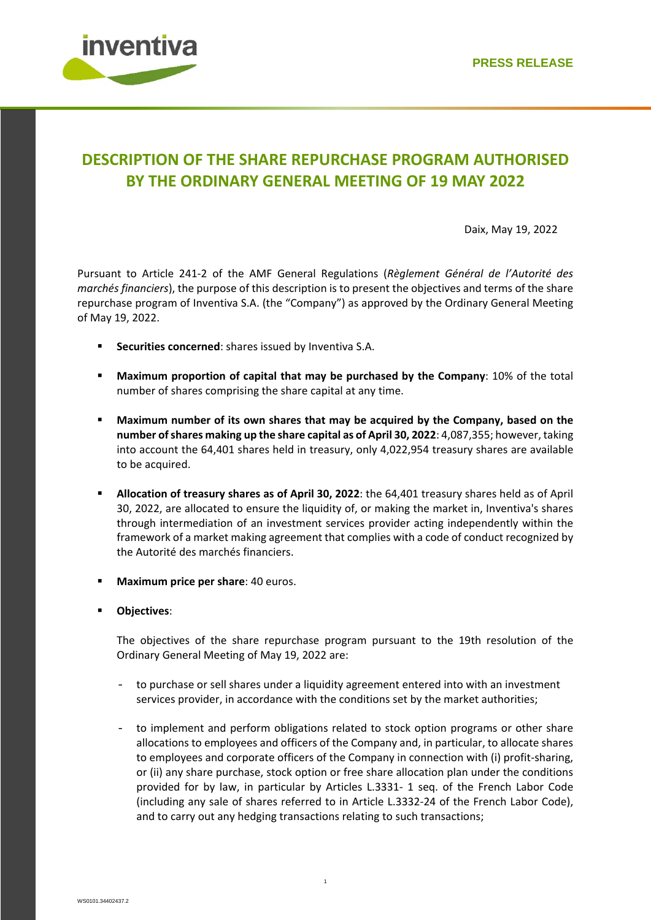PRESS RELEASE

# DESCRIPTION OF THE SHARE REPURCHASE PROGRAM AUTHORISED BY THE ORDINARY GENERAL MEETING OF 19 MAY 2022

Daix, May 19, 2022

Pursuant to Article 241-2 of the AMF General Regulations (*Règlement Général de l'Autorité des marchés financiers*), the purpose of this description is to present the objectives and terms of the share repurchase program of Inventiva S.A. (the "Company") as approved by the Ordinary General Meeting of May 19, 2022.

- **Securities concerned**: shares issued by Inventiva S.A.
- **Maximum proportion of capital that may be purchased by the Company**: 10% of the total number of shares comprising the share capital at any time.
- **Maximum number of its own shares that may be acquired by the Company, based on the number of shares making up the share capital as of April 30, 2022**: 4,087,355; however, taking into account the 64,401 shares held in treasury, only 4,022,954 treasury shares are available to be acquired.
- **Allocation of treasury shares as of April 30, 2022**: the 64,401 treasury shares held as of April 30, 2022, are allocated to ensure the liquidity of, or making the market in, Inventiva's shares through intermediation of an investment services provider acting independently within the framework of a market making agreement that complies with a code of conduct recognized by the Autorité des marchés financiers.
- **Maximum price per share**: 40 euros.
- **Objectives**:

  The objectives of the share repurchase program pursuant to the 19th resolution of the Ordinary General Meeting of May 19, 2022 are:

  - to purchase or sell shares under a liquidity agreement entered into with an investment services provider, in accordance with the conditions set by the market authorities;
  - to implement and perform obligations related to stock option programs or other share allocations to employees and officers of the Company and, in particular, to allocate shares to employees and corporate officers of the Company in connection with (i) profit-sharing, or (ii) any share purchase, stock option or free share allocation plan under the conditions provided for by law, in particular by Articles L.3331- 1 seq. of the French Labor Code (including any sale of shares referred to in Article L.3332-24 of the French Labor Code), and to carry out any hedging transactions relating to such transactions;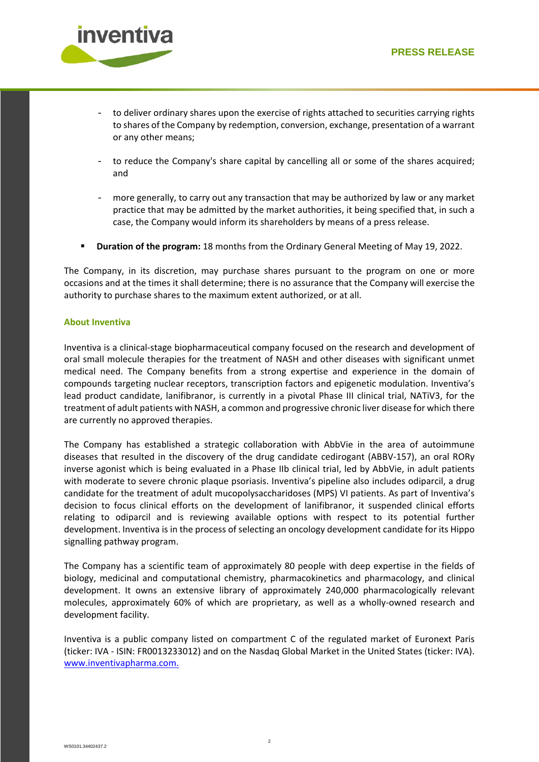- to deliver ordinary shares upon the exercise of rights attached to securities carrying rights to shares of the Company by redemption, conversion, exchange, presentation of a warrant or any other means;

- to reduce the Company's share capital by cancelling all or some of the shares acquired; and

- more generally, to carry out any transaction that may be authorized by law or any market practice that may be admitted by the market authorities, it being specified that, in such a case, the Company would inform its shareholders by means of a press release.

- **Duration of the program:** 18 months from the Ordinary General Meeting of May 19, 2022.

The Company, in its discretion, may purchase shares pursuant to the program on one or more occasions and at the times it shall determine; there is no assurance that the Company will exercise the authority to purchase shares to the maximum extent authorized, or at all.

**About Inventiva**

Inventiva is a clinical-stage biopharmaceutical company focused on the research and development of oral small molecule therapies for the treatment of NASH and other diseases with significant unmet medical need. The Company benefits from a strong expertise and experience in the domain of compounds targeting nuclear receptors, transcription factors and epigenetic modulation. Inventiva's lead product candidate, lanifibranor, is currently in a pivotal Phase III clinical trial, NATiV3, for the treatment of adult patients with NASH, a common and progressive chronic liver disease for which there are currently no approved therapies.

The Company has established a strategic collaboration with AbbVie in the area of autoimmune diseases that resulted in the discovery of the drug candidate cedirogant (ABBV-157), an oral RORγ inverse agonist which is being evaluated in a Phase IIb clinical trial, led by AbbVie, in adult patients with moderate to severe chronic plaque psoriasis. Inventiva's pipeline also includes odiparcil, a drug candidate for the treatment of adult mucopolysaccharidoses (MPS) VI patients. As part of Inventiva's decision to focus clinical efforts on the development of lanifibranor, it suspended clinical efforts relating to odiparcil and is reviewing available options with respect to its potential further development. Inventiva is in the process of selecting an oncology development candidate for its Hippo signalling pathway program.

The Company has a scientific team of approximately 80 people with deep expertise in the fields of biology, medicinal and computational chemistry, pharmacokinetics and pharmacology, and clinical development. It owns an extensive library of approximately 240,000 pharmacologically relevant molecules, approximately 60% of which are proprietary, as well as a wholly-owned research and development facility.

Inventiva is a public company listed on compartment C of the regulated market of Euronext Paris (ticker: IVA - ISIN: FR0013233012) and on the Nasdaq Global Market in the United States (ticker: IVA). [www.inventivapharma.com.](http://www.inventivapharma.com)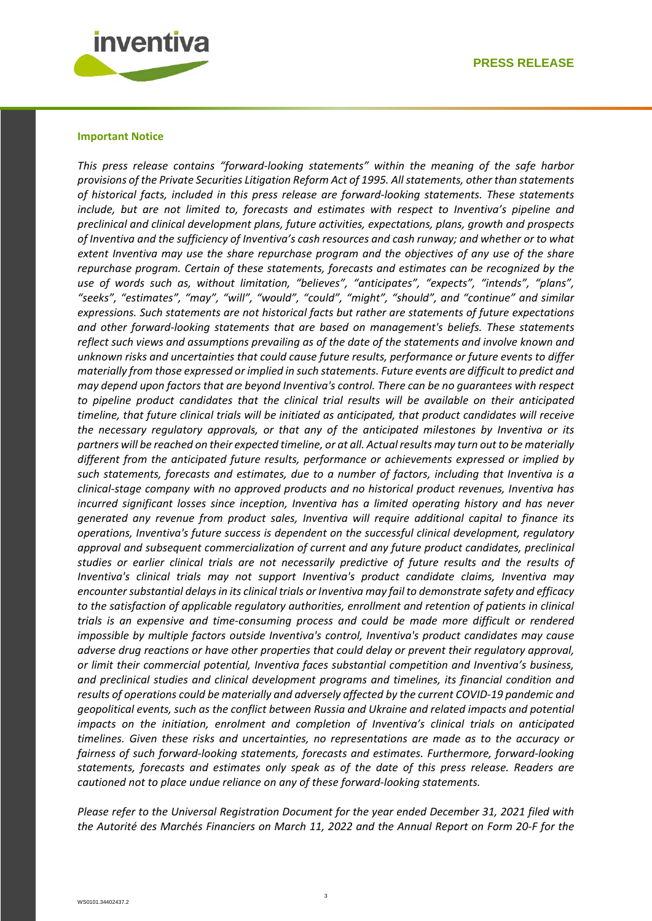**Important Notice**

*This press release contains "forward-looking statements" within the meaning of the safe harbor provisions of the Private Securities Litigation Reform Act of 1995. All statements, other than statements of historical facts, included in this press release are forward-looking statements. These statements include, but are not limited to, forecasts and estimates with respect to Inventiva's pipeline and preclinical and clinical development plans, future activities, expectations, plans, growth and prospects of Inventiva and the sufficiency of Inventiva's cash resources and cash runway; and whether or to what extent Inventiva may use the share repurchase program and the objectives of any use of the share repurchase program. Certain of these statements, forecasts and estimates can be recognized by the use of words such as, without limitation, "believes", "anticipates", "expects", "intends", "plans", "seeks", "estimates", "may", "will", "would", "could", "might", "should", and "continue" and similar expressions. Such statements are not historical facts but rather are statements of future expectations and other forward-looking statements that are based on management's beliefs. These statements reflect such views and assumptions prevailing as of the date of the statements and involve known and unknown risks and uncertainties that could cause future results, performance or future events to differ materially from those expressed or implied in such statements. Future events are difficult to predict and may depend upon factors that are beyond Inventiva's control. There can be no guarantees with respect to pipeline product candidates that the clinical trial results will be available on their anticipated timeline, that future clinical trials will be initiated as anticipated, that product candidates will receive the necessary regulatory approvals, or that any of the anticipated milestones by Inventiva or its partners will be reached on their expected timeline, or at all. Actual results may turn out to be materially different from the anticipated future results, performance or achievements expressed or implied by such statements, forecasts and estimates, due to a number of factors, including that Inventiva is a clinical-stage company with no approved products and no historical product revenues, Inventiva has incurred significant losses since inception, Inventiva has a limited operating history and has never generated any revenue from product sales, Inventiva will require additional capital to finance its operations, Inventiva's future success is dependent on the successful clinical development, regulatory approval and subsequent commercialization of current and any future product candidates, preclinical studies or earlier clinical trials are not necessarily predictive of future results and the results of Inventiva's clinical trials may not support Inventiva's product candidate claims, Inventiva may encounter substantial delays in its clinical trials or Inventiva may fail to demonstrate safety and efficacy to the satisfaction of applicable regulatory authorities, enrollment and retention of patients in clinical trials is an expensive and time-consuming process and could be made more difficult or rendered impossible by multiple factors outside Inventiva's control, Inventiva's product candidates may cause adverse drug reactions or have other properties that could delay or prevent their regulatory approval, or limit their commercial potential, Inventiva faces substantial competition and Inventiva's business, and preclinical studies and clinical development programs and timelines, its financial condition and results of operations could be materially and adversely affected by the current COVID-19 pandemic and geopolitical events, such as the conflict between Russia and Ukraine and related impacts and potential impacts on the initiation, enrolment and completion of Inventiva's clinical trials on anticipated timelines. Given these risks and uncertainties, no representations are made as to the accuracy or fairness of such forward-looking statements, forecasts and estimates. Furthermore, forward-looking statements, forecasts and estimates only speak as of the date of this press release. Readers are cautioned not to place undue reliance on any of these forward-looking statements.*

*Please refer to the Universal Registration Document for the year ended December 31, 2021 filed with the Autorité des Marchés Financiers on March 11, 2022 and the Annual Report on Form 20-F for the*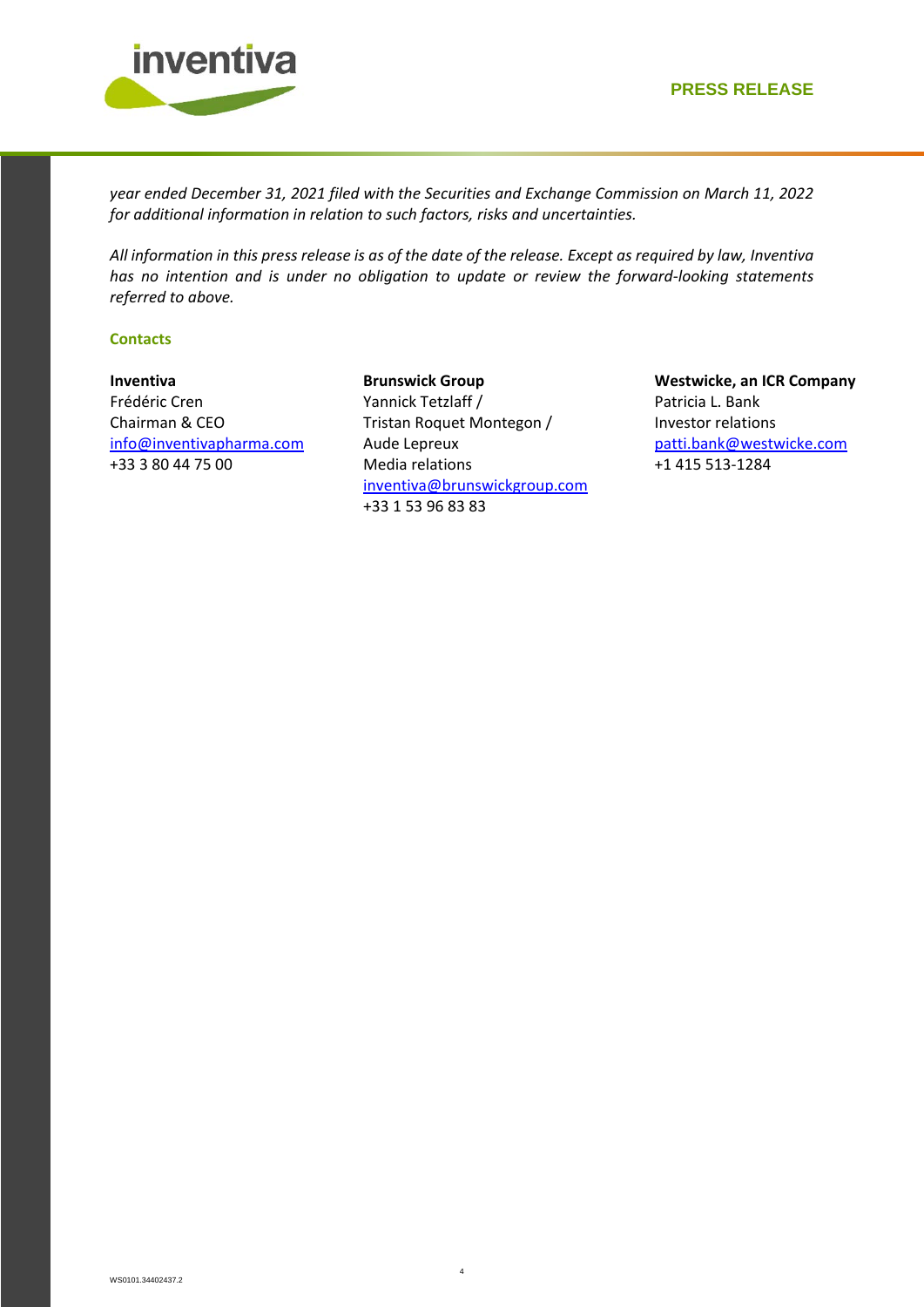*year ended December 31, 2021 filed with the Securities and Exchange Commission on March 11, 2022 for additional information in relation to such factors, risks and uncertainties.*

*All information in this press release is as of the date of the release. Except as required by law, Inventiva has no intention and is under no obligation to update or review the forward-looking statements referred to above.*

## Contacts

**Inventiva**
Frédéric Cren
Chairman & CEO
info@inventivapharma.com
+33 3 80 44 75 00

**Brunswick Group**
Yannick Tetzlaff /
Tristan Roquet Montegon /
Aude Lepreux
Media relations
inventiva@brunswickgroup.com
+33 1 53 96 83 83

**Westwicke, an ICR Company**
Patricia L. Bank
Investor relations
patti.bank@westwicke.com
+1 415 513-1284

WS0101.34402437.2